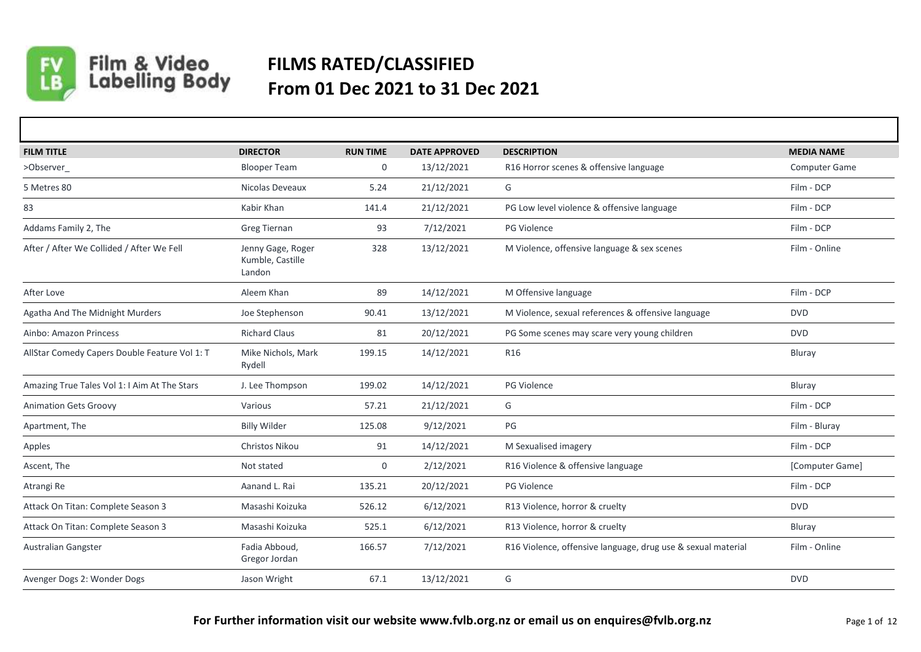Film & Video Labelling Body

# FILMS RATED/CLASSIFIED
# From 01 Dec 2021 to 31 Dec 2021

| FILM TITLE | DIRECTOR | RUN TIME | DATE APPROVED | DESCRIPTION | MEDIA NAME |
|---|---|---|---|---|---|
| >Observer_ | Blooper Team | 0 | 13/12/2021 | R16 Horror scenes & offensive language | Computer Game |
| 5 Metres 80 | Nicolas Deveaux | 5.24 | 21/12/2021 | G | Film - DCP |
| 83 | Kabir Khan | 141.4 | 21/12/2021 | PG Low level violence & offensive language | Film - DCP |
| Addams Family 2, The | Greg Tiernan | 93 | 7/12/2021 | PG Violence | Film - DCP |
| After / After We Collided / After We Fell | Jenny Gage, Roger Kumble, Castille Landon | 328 | 13/12/2021 | M Violence, offensive language & sex scenes | Film - Online |
| After Love | Aleem Khan | 89 | 14/12/2021 | M Offensive language | Film - DCP |
| Agatha And The Midnight Murders | Joe Stephenson | 90.41 | 13/12/2021 | M Violence, sexual references & offensive language | DVD |
| Ainbo: Amazon Princess | Richard Claus | 81 | 20/12/2021 | PG Some scenes may scare very young children | DVD |
| AllStar Comedy Capers Double Feature Vol 1: T | Mike Nichols, Mark Rydell | 199.15 | 14/12/2021 | R16 | Bluray |
| Amazing True Tales Vol 1: I Aim At The Stars | J. Lee Thompson | 199.02 | 14/12/2021 | PG Violence | Bluray |
| Animation Gets Groovy | Various | 57.21 | 21/12/2021 | G | Film - DCP |
| Apartment, The | Billy Wilder | 125.08 | 9/12/2021 | PG | Film - Bluray |
| Apples | Christos Nikou | 91 | 14/12/2021 | M Sexualised imagery | Film - DCP |
| Ascent, The | Not stated | 0 | 2/12/2021 | R16 Violence & offensive language | [Computer Game] |
| Atrangi Re | Aanand L. Rai | 135.21 | 20/12/2021 | PG Violence | Film - DCP |
| Attack On Titan: Complete Season 3 | Masashi Koizuka | 526.12 | 6/12/2021 | R13 Violence, horror & cruelty | DVD |
| Attack On Titan: Complete Season 3 | Masashi Koizuka | 525.1 | 6/12/2021 | R13 Violence, horror & cruelty | Bluray |
| Australian Gangster | Fadia Abboud, Gregor Jordan | 166.57 | 7/12/2021 | R16 Violence, offensive language, drug use & sexual material | Film - Online |
| Avenger Dogs 2: Wonder Dogs | Jason Wright | 67.1 | 13/12/2021 | G | DVD |

**For Further information visit our website www.fvlb.org.nz or email us on enquires@fvlb.org.nz**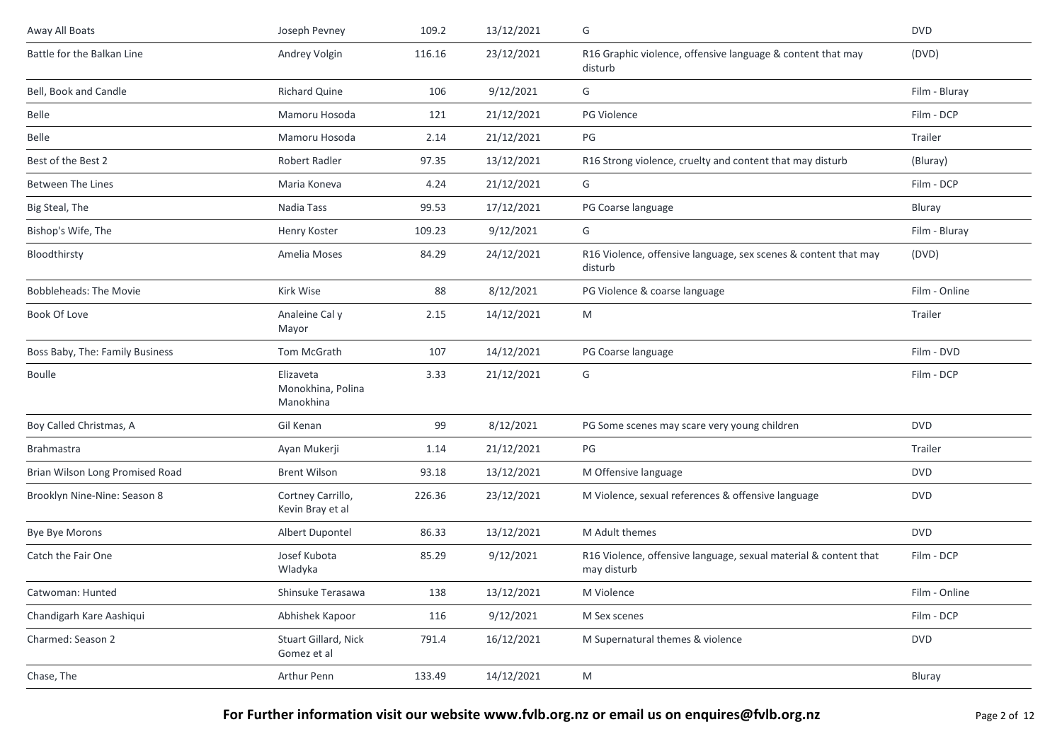| Away All Boats | Joseph Pevney | 109.2 | 13/12/2021 | G | DVD |
|---|---|---|---|---|---|
| Battle for the Balkan Line | Andrey Volgin | 116.16 | 23/12/2021 | R16 Graphic violence, offensive language & content that may disturb | (DVD) |
| Bell, Book and Candle | Richard Quine | 106 | 9/12/2021 | G | Film - Bluray |
| Belle | Mamoru Hosoda | 121 | 21/12/2021 | PG Violence | Film - DCP |
| Belle | Mamoru Hosoda | 2.14 | 21/12/2021 | PG | Trailer |
| Best of the Best 2 | Robert Radler | 97.35 | 13/12/2021 | R16 Strong violence, cruelty and content that may disturb | (Bluray) |
| Between The Lines | Maria Koneva | 4.24 | 21/12/2021 | G | Film - DCP |
| Big Steal, The | Nadia Tass | 99.53 | 17/12/2021 | PG Coarse language | Bluray |
| Bishop's Wife, The | Henry Koster | 109.23 | 9/12/2021 | G | Film - Bluray |
| Bloodthirsty | Amelia Moses | 84.29 | 24/12/2021 | R16 Violence, offensive language, sex scenes & content that may disturb | (DVD) |
| Bobbleheads: The Movie | Kirk Wise | 88 | 8/12/2021 | PG Violence & coarse language | Film - Online |
| Book Of Love | Analeine Cal y Mayor | 2.15 | 14/12/2021 | M | Trailer |
| Boss Baby, The: Family Business | Tom McGrath | 107 | 14/12/2021 | PG Coarse language | Film - DVD |
| Boulle | Elizaveta Monokhina, Polina Manokhina | 3.33 | 21/12/2021 | G | Film - DCP |
| Boy Called Christmas, A | Gil Kenan | 99 | 8/12/2021 | PG Some scenes may scare very young children | DVD |
| Brahmastra | Ayan Mukerji | 1.14 | 21/12/2021 | PG | Trailer |
| Brian Wilson Long Promised Road | Brent Wilson | 93.18 | 13/12/2021 | M Offensive language | DVD |
| Brooklyn Nine-Nine: Season 8 | Cortney Carrillo, Kevin Bray et al | 226.36 | 23/12/2021 | M Violence, sexual references & offensive language | DVD |
| Bye Bye Morons | Albert Dupontel | 86.33 | 13/12/2021 | M Adult themes | DVD |
| Catch the Fair One | Josef Kubota Wladyka | 85.29 | 9/12/2021 | R16 Violence, offensive language, sexual material & content that may disturb | Film - DCP |
| Catwoman: Hunted | Shinsuke Terasawa | 138 | 13/12/2021 | M Violence | Film - Online |
| Chandigarh Kare Aashiqui | Abhishek Kapoor | 116 | 9/12/2021 | M Sex scenes | Film - DCP |
| Charmed: Season 2 | Stuart Gillard, Nick Gomez et al | 791.4 | 16/12/2021 | M Supernatural themes & violence | DVD |
| Chase, The | Arthur Penn | 133.49 | 14/12/2021 | M | Bluray |

**For Further information visit our website www.fvlb.org.nz or email us on enquires@fvlb.org.nz**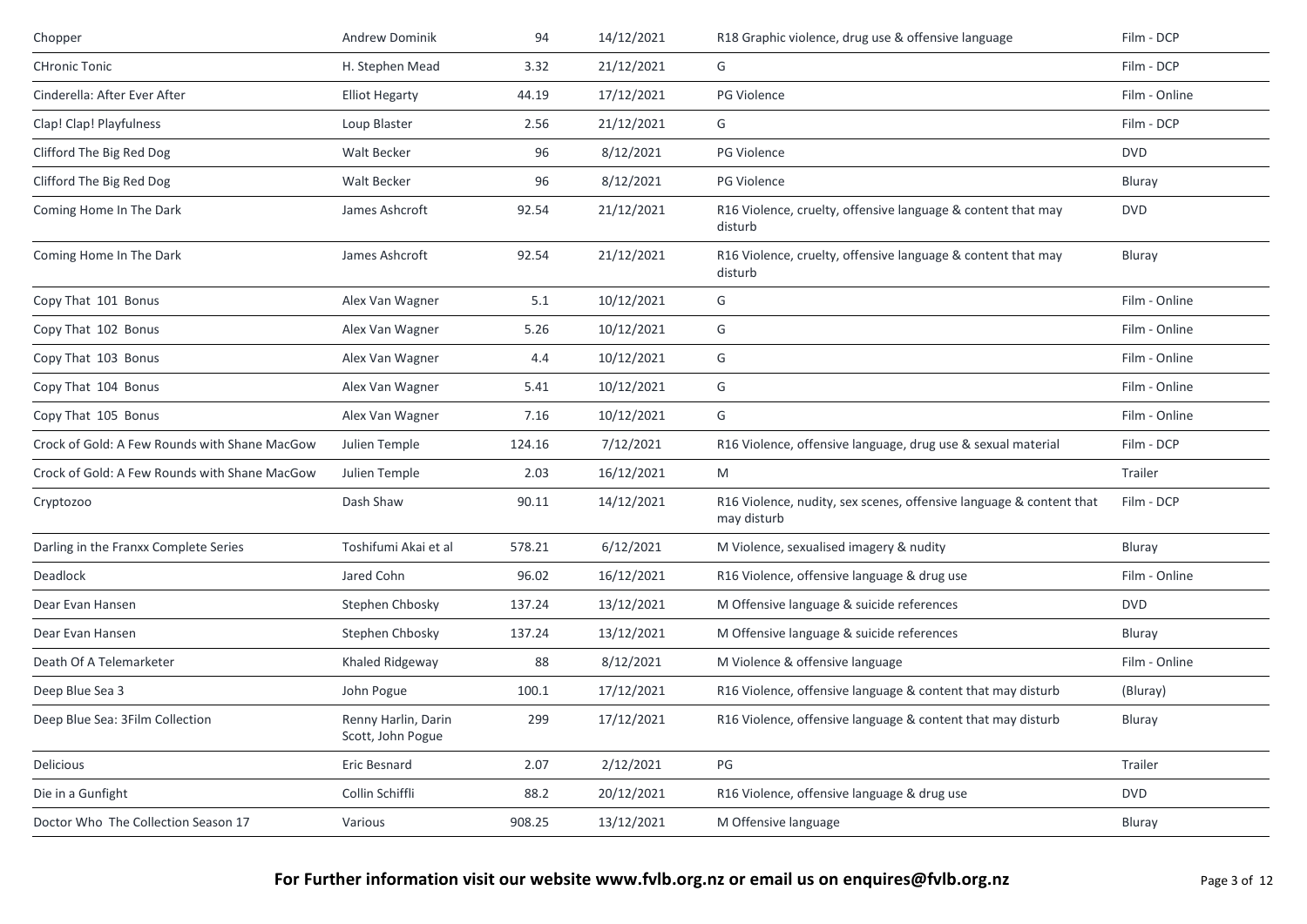| | | | | | |
|---|---|---|---|---|---|
| Chopper | Andrew Dominik | 94 | 14/12/2021 | R18 Graphic violence, drug use & offensive language | Film - DCP |
| CHronic Tonic | H. Stephen Mead | 3.32 | 21/12/2021 | G | Film - DCP |
| Cinderella: After Ever After | Elliot Hegarty | 44.19 | 17/12/2021 | PG Violence | Film - Online |
| Clap! Clap! Playfulness | Loup Blaster | 2.56 | 21/12/2021 | G | Film - DCP |
| Clifford The Big Red Dog | Walt Becker | 96 | 8/12/2021 | PG Violence | DVD |
| Clifford The Big Red Dog | Walt Becker | 96 | 8/12/2021 | PG Violence | Bluray |
| Coming Home In The Dark | James Ashcroft | 92.54 | 21/12/2021 | R16 Violence, cruelty, offensive language & content that may disturb | DVD |
| Coming Home In The Dark | James Ashcroft | 92.54 | 21/12/2021 | R16 Violence, cruelty, offensive language & content that may disturb | Bluray |
| Copy That 101 Bonus | Alex Van Wagner | 5.1 | 10/12/2021 | G | Film - Online |
| Copy That 102 Bonus | Alex Van Wagner | 5.26 | 10/12/2021 | G | Film - Online |
| Copy That 103 Bonus | Alex Van Wagner | 4.4 | 10/12/2021 | G | Film - Online |
| Copy That 104 Bonus | Alex Van Wagner | 5.41 | 10/12/2021 | G | Film - Online |
| Copy That 105 Bonus | Alex Van Wagner | 7.16 | 10/12/2021 | G | Film - Online |
| Crock of Gold: A Few Rounds with Shane MacGow | Julien Temple | 124.16 | 7/12/2021 | R16 Violence, offensive language, drug use & sexual material | Film - DCP |
| Crock of Gold: A Few Rounds with Shane MacGow | Julien Temple | 2.03 | 16/12/2021 | M | Trailer |
| Cryptozoo | Dash Shaw | 90.11 | 14/12/2021 | R16 Violence, nudity, sex scenes, offensive language & content that may disturb | Film - DCP |
| Darling in the Franxx Complete Series | Toshifumi Akai et al | 578.21 | 6/12/2021 | M Violence, sexualised imagery & nudity | Bluray |
| Deadlock | Jared Cohn | 96.02 | 16/12/2021 | R16 Violence, offensive language & drug use | Film - Online |
| Dear Evan Hansen | Stephen Chbosky | 137.24 | 13/12/2021 | M Offensive language & suicide references | DVD |
| Dear Evan Hansen | Stephen Chbosky | 137.24 | 13/12/2021 | M Offensive language & suicide references | Bluray |
| Death Of A Telemarketer | Khaled Ridgeway | 88 | 8/12/2021 | M Violence & offensive language | Film - Online |
| Deep Blue Sea 3 | John Pogue | 100.1 | 17/12/2021 | R16 Violence, offensive language & content that may disturb | (Bluray) |
| Deep Blue Sea: 3Film Collection | Renny Harlin, Darin Scott, John Pogue | 299 | 17/12/2021 | R16 Violence, offensive language & content that may disturb | Bluray |
| Delicious | Eric Besnard | 2.07 | 2/12/2021 | PG | Trailer |
| Die in a Gunfight | Collin Schiffli | 88.2 | 20/12/2021 | R16 Violence, offensive language & drug use | DVD |
| Doctor Who The Collection Season 17 | Various | 908.25 | 13/12/2021 | M Offensive language | Bluray |

**For Further information visit our website www.fvlb.org.nz or email us on enquires@fvlb.org.nz**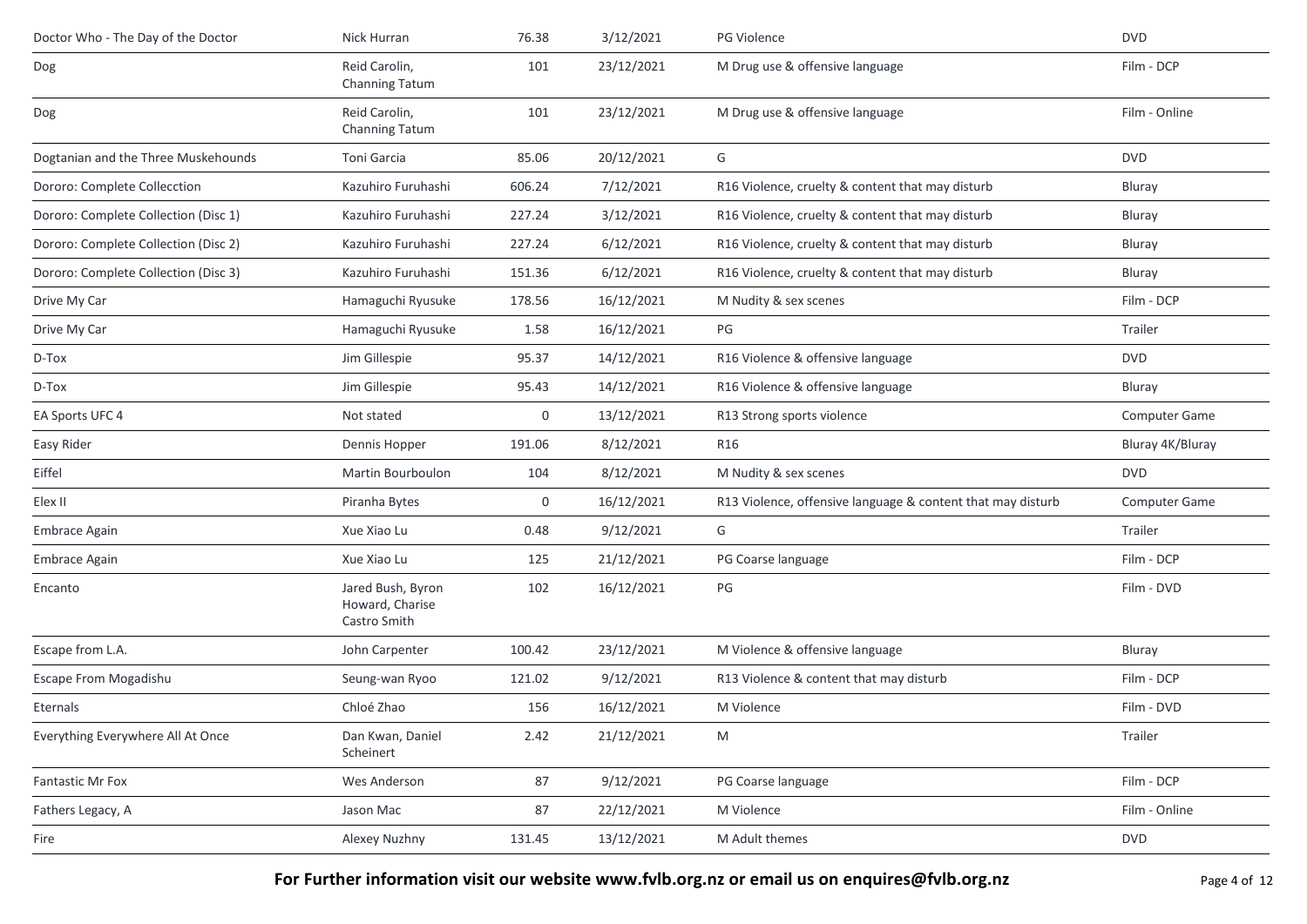| | | | | | |
|---|---|---|---|---|---|
| Doctor Who - The Day of the Doctor | Nick Hurran | 76.38 | 3/12/2021 | PG Violence | DVD |
| Dog | Reid Carolin, Channing Tatum | 101 | 23/12/2021 | M Drug use & offensive language | Film - DCP |
| Dog | Reid Carolin, Channing Tatum | 101 | 23/12/2021 | M Drug use & offensive language | Film - Online |
| Dogtanian and the Three Muskehounds | Toni Garcia | 85.06 | 20/12/2021 | G | DVD |
| Dororo: Complete Collecction | Kazuhiro Furuhashi | 606.24 | 7/12/2021 | R16 Violence, cruelty & content that may disturb | Bluray |
| Dororo: Complete Collection (Disc 1) | Kazuhiro Furuhashi | 227.24 | 3/12/2021 | R16 Violence, cruelty & content that may disturb | Bluray |
| Dororo: Complete Collection (Disc 2) | Kazuhiro Furuhashi | 227.24 | 6/12/2021 | R16 Violence, cruelty & content that may disturb | Bluray |
| Dororo: Complete Collection (Disc 3) | Kazuhiro Furuhashi | 151.36 | 6/12/2021 | R16 Violence, cruelty & content that may disturb | Bluray |
| Drive My Car | Hamaguchi Ryusuke | 178.56 | 16/12/2021 | M Nudity & sex scenes | Film - DCP |
| Drive My Car | Hamaguchi Ryusuke | 1.58 | 16/12/2021 | PG | Trailer |
| D-Tox | Jim Gillespie | 95.37 | 14/12/2021 | R16 Violence & offensive language | DVD |
| D-Tox | Jim Gillespie | 95.43 | 14/12/2021 | R16 Violence & offensive language | Bluray |
| EA Sports UFC 4 | Not stated | 0 | 13/12/2021 | R13 Strong sports violence | Computer Game |
| Easy Rider | Dennis Hopper | 191.06 | 8/12/2021 | R16 | Bluray 4K/Bluray |
| Eiffel | Martin Bourboulon | 104 | 8/12/2021 | M Nudity & sex scenes | DVD |
| Elex II | Piranha Bytes | 0 | 16/12/2021 | R13 Violence, offensive language & content that may disturb | Computer Game |
| Embrace Again | Xue Xiao Lu | 0.48 | 9/12/2021 | G | Trailer |
| Embrace Again | Xue Xiao Lu | 125 | 21/12/2021 | PG Coarse language | Film - DCP |
| Encanto | Jared Bush, Byron Howard, Charise Castro Smith | 102 | 16/12/2021 | PG | Film - DVD |
| Escape from L.A. | John Carpenter | 100.42 | 23/12/2021 | M Violence & offensive language | Bluray |
| Escape From Mogadishu | Seung-wan Ryoo | 121.02 | 9/12/2021 | R13 Violence & content that may disturb | Film - DCP |
| Eternals | Chloé Zhao | 156 | 16/12/2021 | M Violence | Film - DVD |
| Everything Everywhere All At Once | Dan Kwan, Daniel Scheinert | 2.42 | 21/12/2021 | M | Trailer |
| Fantastic Mr Fox | Wes Anderson | 87 | 9/12/2021 | PG Coarse language | Film - DCP |
| Fathers Legacy, A | Jason Mac | 87 | 22/12/2021 | M Violence | Film - Online |
| Fire | Alexey Nuzhny | 131.45 | 13/12/2021 | M Adult themes | DVD |

**For Further information visit our website www.fvlb.org.nz or email us on enquires@fvlb.org.nz**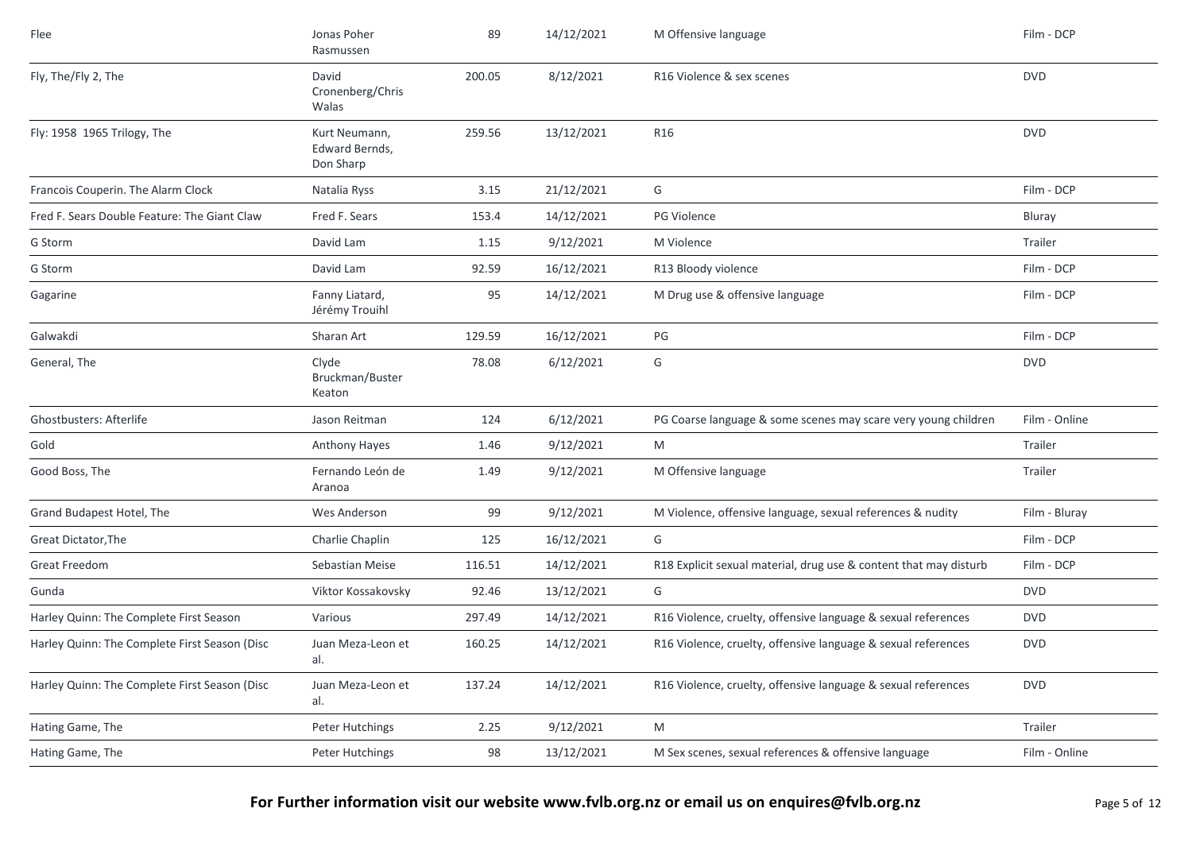| | | | | | |
|---|---|---|---|---|---|
| Flee | Jonas Poher Rasmussen | 89 | 14/12/2021 | M Offensive language | Film - DCP |
| Fly, The/Fly 2, The | David Cronenberg/Chris Walas | 200.05 | 8/12/2021 | R16 Violence & sex scenes | DVD |
| Fly: 1958 1965 Trilogy, The | Kurt Neumann, Edward Bernds, Don Sharp | 259.56 | 13/12/2021 | R16 | DVD |
| Francois Couperin. The Alarm Clock | Natalia Ryss | 3.15 | 21/12/2021 | G | Film - DCP |
| Fred F. Sears Double Feature: The Giant Claw | Fred F. Sears | 153.4 | 14/12/2021 | PG Violence | Bluray |
| G Storm | David Lam | 1.15 | 9/12/2021 | M Violence | Trailer |
| G Storm | David Lam | 92.59 | 16/12/2021 | R13 Bloody violence | Film - DCP |
| Gagarine | Fanny Liatard, Jérémy Trouihl | 95 | 14/12/2021 | M Drug use & offensive language | Film - DCP |
| Galwakdi | Sharan Art | 129.59 | 16/12/2021 | PG | Film - DCP |
| General, The | Clyde Bruckman/Buster Keaton | 78.08 | 6/12/2021 | G | DVD |
| Ghostbusters: Afterlife | Jason Reitman | 124 | 6/12/2021 | PG Coarse language & some scenes may scare very young children | Film - Online |
| Gold | Anthony Hayes | 1.46 | 9/12/2021 | M | Trailer |
| Good Boss, The | Fernando León de Aranoa | 1.49 | 9/12/2021 | M Offensive language | Trailer |
| Grand Budapest Hotel, The | Wes Anderson | 99 | 9/12/2021 | M Violence, offensive language, sexual references & nudity | Film - Bluray |
| Great Dictator,The | Charlie Chaplin | 125 | 16/12/2021 | G | Film - DCP |
| Great Freedom | Sebastian Meise | 116.51 | 14/12/2021 | R18 Explicit sexual material, drug use & content that may disturb | Film - DCP |
| Gunda | Viktor Kossakovsky | 92.46 | 13/12/2021 | G | DVD |
| Harley Quinn: The Complete First Season | Various | 297.49 | 14/12/2021 | R16 Violence, cruelty, offensive language & sexual references | DVD |
| Harley Quinn: The Complete First Season (Disc | Juan Meza-Leon et al. | 160.25 | 14/12/2021 | R16 Violence, cruelty, offensive language & sexual references | DVD |
| Harley Quinn: The Complete First Season (Disc | Juan Meza-Leon et al. | 137.24 | 14/12/2021 | R16 Violence, cruelty, offensive language & sexual references | DVD |
| Hating Game, The | Peter Hutchings | 2.25 | 9/12/2021 | M | Trailer |
| Hating Game, The | Peter Hutchings | 98 | 13/12/2021 | M Sex scenes, sexual references & offensive language | Film - Online |

**For Further information visit our website www.fvlb.org.nz or email us on enquires@fvlb.org.nz**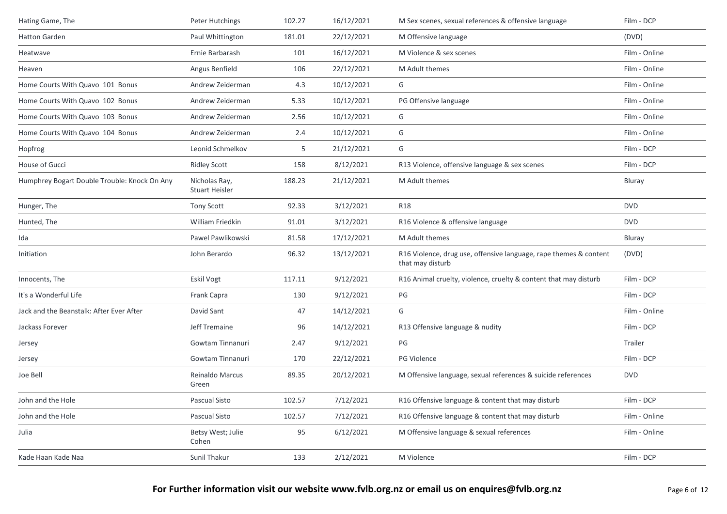| Hating Game, The | Peter Hutchings | 102.27 | 16/12/2021 | M Sex scenes, sexual references & offensive language | Film - DCP |
|---|---|---|---|---|---|
| Hatton Garden | Paul Whittington | 181.01 | 22/12/2021 | M Offensive language | (DVD) |
| Heatwave | Ernie Barbarash | 101 | 16/12/2021 | M Violence & sex scenes | Film - Online |
| Heaven | Angus Benfield | 106 | 22/12/2021 | M Adult themes | Film - Online |
| Home Courts With Quavo 101 Bonus | Andrew Zeiderman | 4.3 | 10/12/2021 | G | Film - Online |
| Home Courts With Quavo 102 Bonus | Andrew Zeiderman | 5.33 | 10/12/2021 | PG Offensive language | Film - Online |
| Home Courts With Quavo 103 Bonus | Andrew Zeiderman | 2.56 | 10/12/2021 | G | Film - Online |
| Home Courts With Quavo 104 Bonus | Andrew Zeiderman | 2.4 | 10/12/2021 | G | Film - Online |
| Hopfrog | Leonid Schmelkov | 5 | 21/12/2021 | G | Film - DCP |
| House of Gucci | Ridley Scott | 158 | 8/12/2021 | R13 Violence, offensive language & sex scenes | Film - DCP |
| Humphrey Bogart Double Trouble: Knock On Any | Nicholas Ray, Stuart Heisler | 188.23 | 21/12/2021 | M Adult themes | Bluray |
| Hunger, The | Tony Scott | 92.33 | 3/12/2021 | R18 | DVD |
| Hunted, The | William Friedkin | 91.01 | 3/12/2021 | R16 Violence & offensive language | DVD |
| Ida | Pawel Pawlikowski | 81.58 | 17/12/2021 | M Adult themes | Bluray |
| Initiation | John Berardo | 96.32 | 13/12/2021 | R16 Violence, drug use, offensive language, rape themes & content that may disturb | (DVD) |
| Innocents, The | Eskil Vogt | 117.11 | 9/12/2021 | R16 Animal cruelty, violence, cruelty & content that may disturb | Film - DCP |
| It's a Wonderful Life | Frank Capra | 130 | 9/12/2021 | PG | Film - DCP |
| Jack and the Beanstalk: After Ever After | David Sant | 47 | 14/12/2021 | G | Film - Online |
| Jackass Forever | Jeff Tremaine | 96 | 14/12/2021 | R13 Offensive language & nudity | Film - DCP |
| Jersey | Gowtam Tinnanuri | 2.47 | 9/12/2021 | PG | Trailer |
| Jersey | Gowtam Tinnanuri | 170 | 22/12/2021 | PG Violence | Film - DCP |
| Joe Bell | Reinaldo Marcus Green | 89.35 | 20/12/2021 | M Offensive language, sexual references & suicide references | DVD |
| John and the Hole | Pascual Sisto | 102.57 | 7/12/2021 | R16 Offensive language & content that may disturb | Film - DCP |
| John and the Hole | Pascual Sisto | 102.57 | 7/12/2021 | R16 Offensive language & content that may disturb | Film - Online |
| Julia | Betsy West; Julie Cohen | 95 | 6/12/2021 | M Offensive language & sexual references | Film - Online |
| Kade Haan Kade Naa | Sunil Thakur | 133 | 2/12/2021 | M Violence | Film - DCP |

**For Further information visit our website www.fvlb.org.nz or email us on enquires@fvlb.org.nz**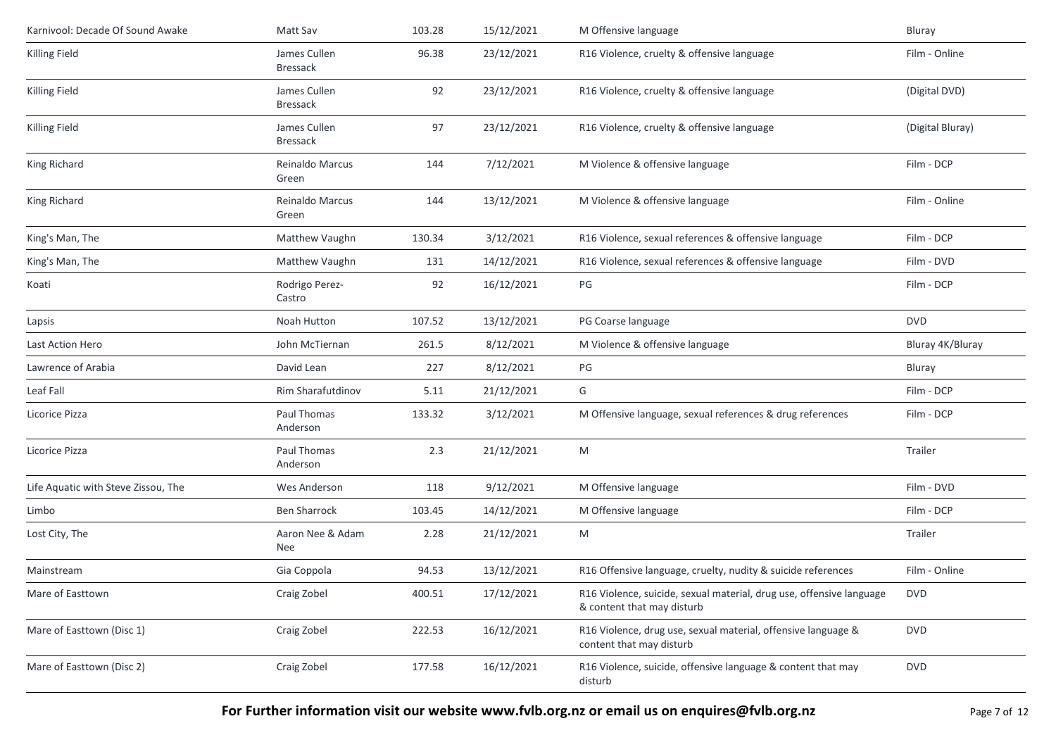| Karnivool: Decade Of Sound Awake | Matt Sav | 103.28 | 15/12/2021 | M Offensive language | Bluray |
|---|---|---|---|---|---|
| Killing Field | James Cullen Bressack | 96.38 | 23/12/2021 | R16 Violence, cruelty & offensive language | Film - Online |
| Killing Field | James Cullen Bressack | 92 | 23/12/2021 | R16 Violence, cruelty & offensive language | (Digital DVD) |
| Killing Field | James Cullen Bressack | 97 | 23/12/2021 | R16 Violence, cruelty & offensive language | (Digital Bluray) |
| King Richard | Reinaldo Marcus Green | 144 | 7/12/2021 | M Violence & offensive language | Film - DCP |
| King Richard | Reinaldo Marcus Green | 144 | 13/12/2021 | M Violence & offensive language | Film - Online |
| King's Man, The | Matthew Vaughn | 130.34 | 3/12/2021 | R16 Violence, sexual references & offensive language | Film - DCP |
| King's Man, The | Matthew Vaughn | 131 | 14/12/2021 | R16 Violence, sexual references & offensive language | Film - DVD |
| Koati | Rodrigo Perez-Castro | 92 | 16/12/2021 | PG | Film - DCP |
| Lapsis | Noah Hutton | 107.52 | 13/12/2021 | PG Coarse language | DVD |
| Last Action Hero | John McTiernan | 261.5 | 8/12/2021 | M Violence & offensive language | Bluray 4K/Bluray |
| Lawrence of Arabia | David Lean | 227 | 8/12/2021 | PG | Bluray |
| Leaf Fall | Rim Sharafutdinov | 5.11 | 21/12/2021 | G | Film - DCP |
| Licorice Pizza | Paul Thomas Anderson | 133.32 | 3/12/2021 | M Offensive language, sexual references & drug references | Film - DCP |
| Licorice Pizza | Paul Thomas Anderson | 2.3 | 21/12/2021 | M | Trailer |
| Life Aquatic with Steve Zissou, The | Wes Anderson | 118 | 9/12/2021 | M Offensive language | Film - DVD |
| Limbo | Ben Sharrock | 103.45 | 14/12/2021 | M Offensive language | Film - DCP |
| Lost City, The | Aaron Nee & Adam Nee | 2.28 | 21/12/2021 | M | Trailer |
| Mainstream | Gia Coppola | 94.53 | 13/12/2021 | R16 Offensive language, cruelty, nudity & suicide references | Film - Online |
| Mare of Easttown | Craig Zobel | 400.51 | 17/12/2021 | R16 Violence, suicide, sexual material, drug use, offensive language & content that may disturb | DVD |
| Mare of Easttown (Disc 1) | Craig Zobel | 222.53 | 16/12/2021 | R16 Violence, drug use, sexual material, offensive language & content that may disturb | DVD |
| Mare of Easttown (Disc 2) | Craig Zobel | 177.58 | 16/12/2021 | R16 Violence, suicide, offensive language & content that may disturb | DVD |

**For Further information visit our website www.fvlb.org.nz or email us on enquires@fvlb.org.nz**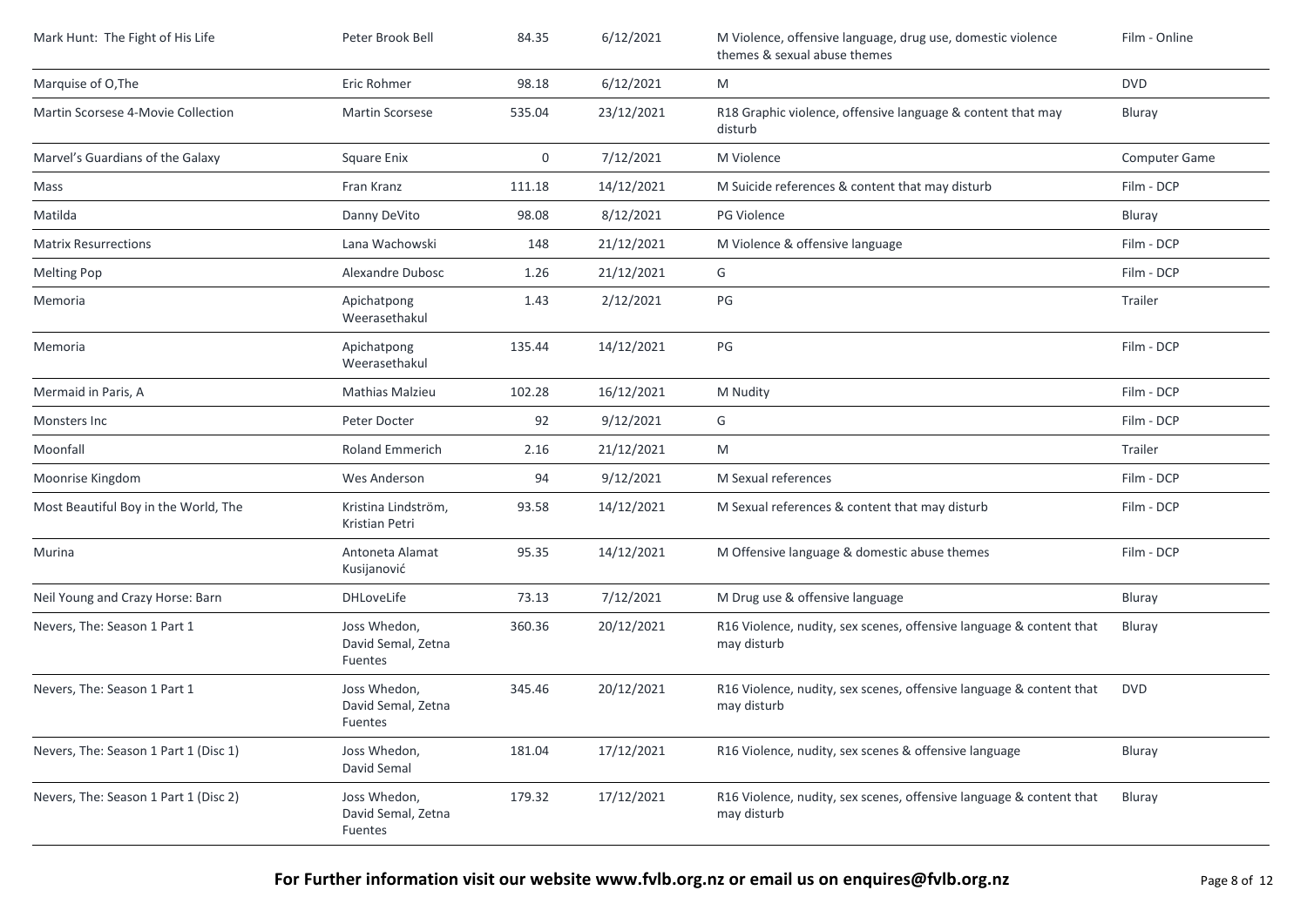| Mark Hunt: The Fight of His Life | Peter Brook Bell | 84.35 | 6/12/2021 | M Violence, offensive language, drug use, domestic violence themes & sexual abuse themes | Film - Online |
|---|---|---|---|---|---|
| Marquise of O,The | Eric Rohmer | 98.18 | 6/12/2021 | M | DVD |
| Martin Scorsese 4-Movie Collection | Martin Scorsese | 535.04 | 23/12/2021 | R18 Graphic violence, offensive language & content that may disturb | Bluray |
| Marvel's Guardians of the Galaxy | Square Enix | 0 | 7/12/2021 | M Violence | Computer Game |
| Mass | Fran Kranz | 111.18 | 14/12/2021 | M Suicide references & content that may disturb | Film - DCP |
| Matilda | Danny DeVito | 98.08 | 8/12/2021 | PG Violence | Bluray |
| Matrix Resurrections | Lana Wachowski | 148 | 21/12/2021 | M Violence & offensive language | Film - DCP |
| Melting Pop | Alexandre Dubosc | 1.26 | 21/12/2021 | G | Film - DCP |
| Memoria | Apichatpong Weerasethakul | 1.43 | 2/12/2021 | PG | Trailer |
| Memoria | Apichatpong Weerasethakul | 135.44 | 14/12/2021 | PG | Film - DCP |
| Mermaid in Paris, A | Mathias Malzieu | 102.28 | 16/12/2021 | M Nudity | Film - DCP |
| Monsters Inc | Peter Docter | 92 | 9/12/2021 | G | Film - DCP |
| Moonfall | Roland Emmerich | 2.16 | 21/12/2021 | M | Trailer |
| Moonrise Kingdom | Wes Anderson | 94 | 9/12/2021 | M Sexual references | Film - DCP |
| Most Beautiful Boy in the World, The | Kristina Lindström, Kristian Petri | 93.58 | 14/12/2021 | M Sexual references & content that may disturb | Film - DCP |
| Murina | Antoneta Alamat Kusijanović | 95.35 | 14/12/2021 | M Offensive language & domestic abuse themes | Film - DCP |
| Neil Young and Crazy Horse: Barn | DHLoveLife | 73.13 | 7/12/2021 | M Drug use & offensive language | Bluray |
| Nevers, The: Season 1 Part 1 | Joss Whedon, David Semal, Zetna Fuentes | 360.36 | 20/12/2021 | R16 Violence, nudity, sex scenes, offensive language & content that may disturb | Bluray |
| Nevers, The: Season 1 Part 1 | Joss Whedon, David Semal, Zetna Fuentes | 345.46 | 20/12/2021 | R16 Violence, nudity, sex scenes, offensive language & content that may disturb | DVD |
| Nevers, The: Season 1 Part 1 (Disc 1) | Joss Whedon, David Semal | 181.04 | 17/12/2021 | R16 Violence, nudity, sex scenes & offensive language | Bluray |
| Nevers, The: Season 1 Part 1 (Disc 2) | Joss Whedon, David Semal, Zetna Fuentes | 179.32 | 17/12/2021 | R16 Violence, nudity, sex scenes, offensive language & content that may disturb | Bluray |

**For Further information visit our website www.fvlb.org.nz or email us on enquires@fvlb.org.nz**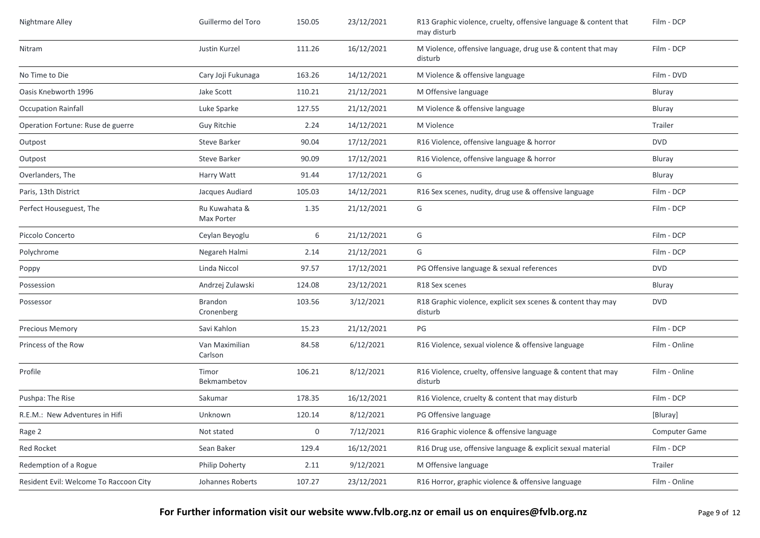| Nightmare Alley | Guillermo del Toro | 150.05 | 23/12/2021 | R13 Graphic violence, cruelty, offensive language & content that may disturb | Film - DCP |
|---|---|---|---|---|---|
| Nitram | Justin Kurzel | 111.26 | 16/12/2021 | M Violence, offensive language, drug use & content that may disturb | Film - DCP |
| No Time to Die | Cary Joji Fukunaga | 163.26 | 14/12/2021 | M Violence & offensive language | Film - DVD |
| Oasis Knebworth 1996 | Jake Scott | 110.21 | 21/12/2021 | M Offensive language | Bluray |
| Occupation Rainfall | Luke Sparke | 127.55 | 21/12/2021 | M Violence & offensive language | Bluray |
| Operation Fortune: Ruse de guerre | Guy Ritchie | 2.24 | 14/12/2021 | M Violence | Trailer |
| Outpost | Steve Barker | 90.04 | 17/12/2021 | R16 Violence, offensive language & horror | DVD |
| Outpost | Steve Barker | 90.09 | 17/12/2021 | R16 Violence, offensive language & horror | Bluray |
| Overlanders, The | Harry Watt | 91.44 | 17/12/2021 | G | Bluray |
| Paris, 13th District | Jacques Audiard | 105.03 | 14/12/2021 | R16 Sex scenes, nudity, drug use & offensive language | Film - DCP |
| Perfect Houseguest, The | Ru Kuwahata & Max Porter | 1.35 | 21/12/2021 | G | Film - DCP |
| Piccolo Concerto | Ceylan Beyoglu | 6 | 21/12/2021 | G | Film - DCP |
| Polychrome | Negareh Halmi | 2.14 | 21/12/2021 | G | Film - DCP |
| Poppy | Linda Niccol | 97.57 | 17/12/2021 | PG Offensive language & sexual references | DVD |
| Possession | Andrzej Zulawski | 124.08 | 23/12/2021 | R18 Sex scenes | Bluray |
| Possessor | Brandon Cronenberg | 103.56 | 3/12/2021 | R18 Graphic violence, explicit sex scenes & content thay may disturb | DVD |
| Precious Memory | Savi Kahlon | 15.23 | 21/12/2021 | PG | Film - DCP |
| Princess of the Row | Van Maximilian Carlson | 84.58 | 6/12/2021 | R16 Violence, sexual violence & offensive language | Film - Online |
| Profile | Timor Bekmambetov | 106.21 | 8/12/2021 | R16 Violence, cruelty, offensive language & content that may disturb | Film - Online |
| Pushpa: The Rise | Sakumar | 178.35 | 16/12/2021 | R16 Violence, cruelty & content that may disturb | Film - DCP |
| R.E.M.: New Adventures in Hifi | Unknown | 120.14 | 8/12/2021 | PG Offensive language | [Bluray] |
| Rage 2 | Not stated | 0 | 7/12/2021 | R16 Graphic violence & offensive language | Computer Game |
| Red Rocket | Sean Baker | 129.4 | 16/12/2021 | R16 Drug use, offensive language & explicit sexual material | Film - DCP |
| Redemption of a Rogue | Philip Doherty | 2.11 | 9/12/2021 | M Offensive language | Trailer |
| Resident Evil: Welcome To Raccoon City | Johannes Roberts | 107.27 | 23/12/2021 | R16 Horror, graphic violence & offensive language | Film - Online |

**For Further information visit our website www.fvlb.org.nz or email us on enquires@fvlb.org.nz**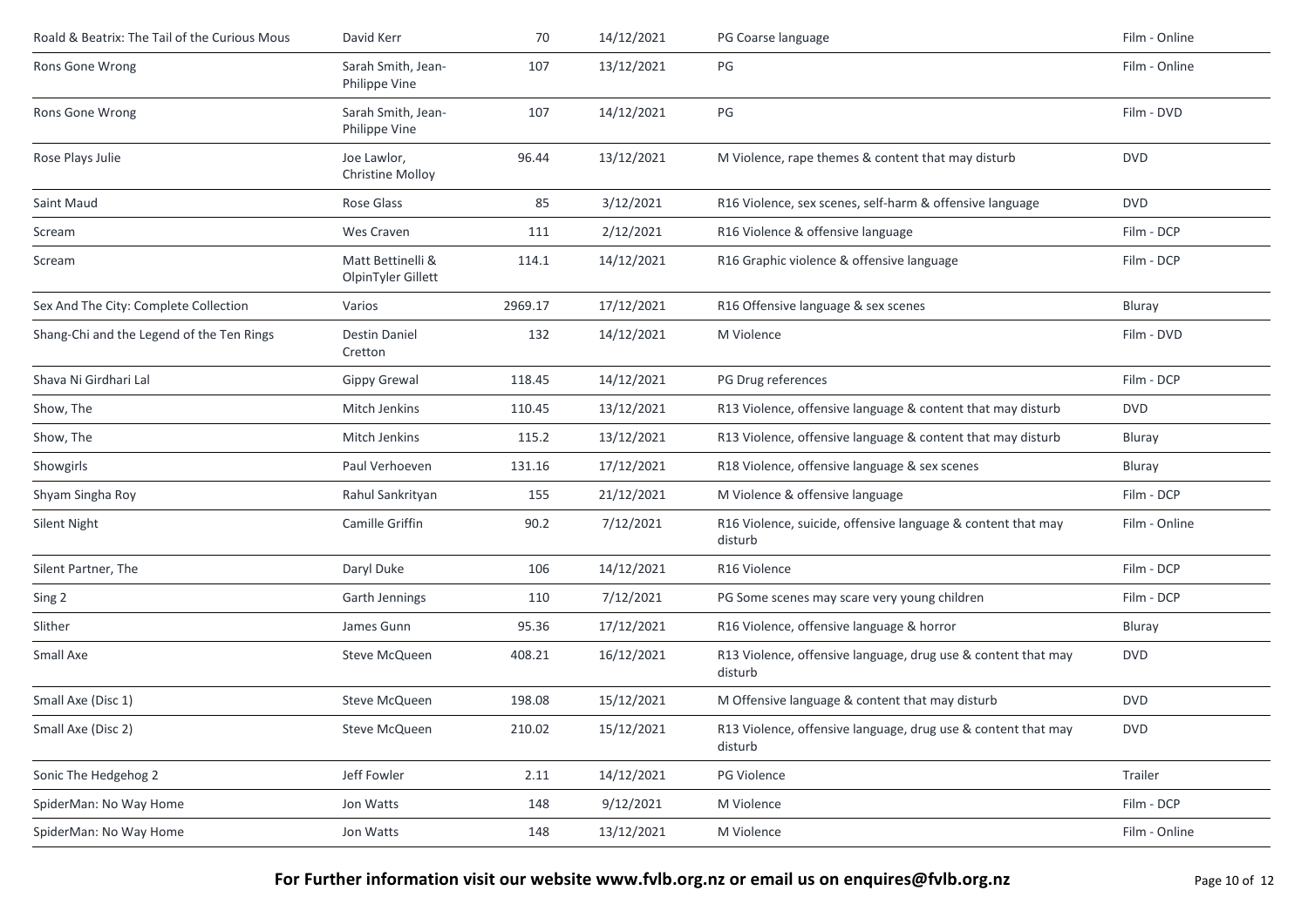| | | | | | |
|---|---|---|---|---|---|
| Roald & Beatrix: The Tail of the Curious Mous | David Kerr | 70 | 14/12/2021 | PG Coarse language | Film - Online |
| Rons Gone Wrong | Sarah Smith, Jean-Philippe Vine | 107 | 13/12/2021 | PG | Film - Online |
| Rons Gone Wrong | Sarah Smith, Jean-Philippe Vine | 107 | 14/12/2021 | PG | Film - DVD |
| Rose Plays Julie | Joe Lawlor, Christine Molloy | 96.44 | 13/12/2021 | M Violence, rape themes & content that may disturb | DVD |
| Saint Maud | Rose Glass | 85 | 3/12/2021 | R16 Violence, sex scenes, self-harm & offensive language | DVD |
| Scream | Wes Craven | 111 | 2/12/2021 | R16 Violence & offensive language | Film - DCP |
| Scream | Matt Bettinelli & OlpinTyler Gillett | 114.1 | 14/12/2021 | R16 Graphic violence & offensive language | Film - DCP |
| Sex And The City: Complete Collection | Varios | 2969.17 | 17/12/2021 | R16 Offensive language & sex scenes | Bluray |
| Shang-Chi and the Legend of the Ten Rings | Destin Daniel Cretton | 132 | 14/12/2021 | M Violence | Film - DVD |
| Shava Ni Girdhari Lal | Gippy Grewal | 118.45 | 14/12/2021 | PG Drug references | Film - DCP |
| Show, The | Mitch Jenkins | 110.45 | 13/12/2021 | R13 Violence, offensive language & content that may disturb | DVD |
| Show, The | Mitch Jenkins | 115.2 | 13/12/2021 | R13 Violence, offensive language & content that may disturb | Bluray |
| Showgirls | Paul Verhoeven | 131.16 | 17/12/2021 | R18 Violence, offensive language & sex scenes | Bluray |
| Shyam Singha Roy | Rahul Sankrityan | 155 | 21/12/2021 | M Violence & offensive language | Film - DCP |
| Silent Night | Camille Griffin | 90.2 | 7/12/2021 | R16 Violence, suicide, offensive language & content that may disturb | Film - Online |
| Silent Partner, The | Daryl Duke | 106 | 14/12/2021 | R16 Violence | Film - DCP |
| Sing 2 | Garth Jennings | 110 | 7/12/2021 | PG Some scenes may scare very young children | Film - DCP |
| Slither | James Gunn | 95.36 | 17/12/2021 | R16 Violence, offensive language & horror | Bluray |
| Small Axe | Steve McQueen | 408.21 | 16/12/2021 | R13 Violence, offensive language, drug use & content that may disturb | DVD |
| Small Axe (Disc 1) | Steve McQueen | 198.08 | 15/12/2021 | M Offensive language & content that may disturb | DVD |
| Small Axe (Disc 2) | Steve McQueen | 210.02 | 15/12/2021 | R13 Violence, offensive language, drug use & content that may disturb | DVD |
| Sonic The Hedgehog 2 | Jeff Fowler | 2.11 | 14/12/2021 | PG Violence | Trailer |
| SpiderMan: No Way Home | Jon Watts | 148 | 9/12/2021 | M Violence | Film - DCP |
| SpiderMan: No Way Home | Jon Watts | 148 | 13/12/2021 | M Violence | Film - Online |

**For Further information visit our website www.fvlb.org.nz or email us on enquires@fvlb.org.nz**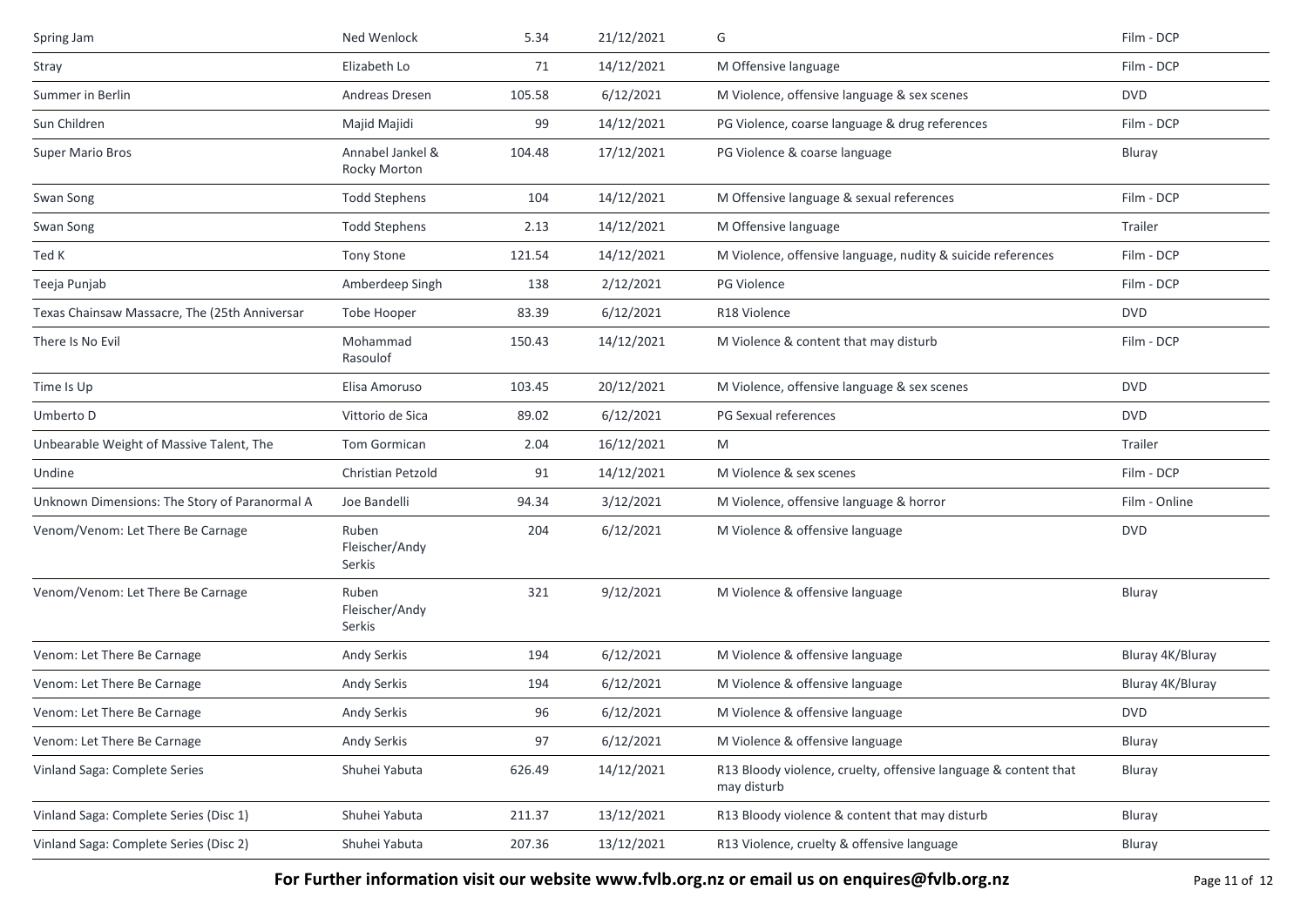| | | | | | |
|---|---|---|---|---|---|
| Spring Jam | Ned Wenlock | 5.34 | 21/12/2021 | G | Film - DCP |
| Stray | Elizabeth Lo | 71 | 14/12/2021 | M Offensive language | Film - DCP |
| Summer in Berlin | Andreas Dresen | 105.58 | 6/12/2021 | M Violence, offensive language & sex scenes | DVD |
| Sun Children | Majid Majidi | 99 | 14/12/2021 | PG Violence, coarse language & drug references | Film - DCP |
| Super Mario Bros | Annabel Jankel & Rocky Morton | 104.48 | 17/12/2021 | PG Violence & coarse language | Bluray |
| Swan Song | Todd Stephens | 104 | 14/12/2021 | M Offensive language & sexual references | Film - DCP |
| Swan Song | Todd Stephens | 2.13 | 14/12/2021 | M Offensive language | Trailer |
| Ted K | Tony Stone | 121.54 | 14/12/2021 | M Violence, offensive language, nudity & suicide references | Film - DCP |
| Teeja Punjab | Amberdeep Singh | 138 | 2/12/2021 | PG Violence | Film - DCP |
| Texas Chainsaw Massacre, The (25th Anniversar | Tobe Hooper | 83.39 | 6/12/2021 | R18 Violence | DVD |
| There Is No Evil | Mohammad Rasoulof | 150.43 | 14/12/2021 | M Violence & content that may disturb | Film - DCP |
| Time Is Up | Elisa Amoruso | 103.45 | 20/12/2021 | M Violence, offensive language & sex scenes | DVD |
| Umberto D | Vittorio de Sica | 89.02 | 6/12/2021 | PG Sexual references | DVD |
| Unbearable Weight of Massive Talent, The | Tom Gormican | 2.04 | 16/12/2021 | M | Trailer |
| Undine | Christian Petzold | 91 | 14/12/2021 | M Violence & sex scenes | Film - DCP |
| Unknown Dimensions: The Story of Paranormal A | Joe Bandelli | 94.34 | 3/12/2021 | M Violence, offensive language & horror | Film - Online |
| Venom/Venom: Let There Be Carnage | Ruben Fleischer/Andy Serkis | 204 | 6/12/2021 | M Violence & offensive language | DVD |
| Venom/Venom: Let There Be Carnage | Ruben Fleischer/Andy Serkis | 321 | 9/12/2021 | M Violence & offensive language | Bluray |
| Venom: Let There Be Carnage | Andy Serkis | 194 | 6/12/2021 | M Violence & offensive language | Bluray 4K/Bluray |
| Venom: Let There Be Carnage | Andy Serkis | 194 | 6/12/2021 | M Violence & offensive language | Bluray 4K/Bluray |
| Venom: Let There Be Carnage | Andy Serkis | 96 | 6/12/2021 | M Violence & offensive language | DVD |
| Venom: Let There Be Carnage | Andy Serkis | 97 | 6/12/2021 | M Violence & offensive language | Bluray |
| Vinland Saga: Complete Series | Shuhei Yabuta | 626.49 | 14/12/2021 | R13 Bloody violence, cruelty, offensive language & content that may disturb | Bluray |
| Vinland Saga: Complete Series (Disc 1) | Shuhei Yabuta | 211.37 | 13/12/2021 | R13 Bloody violence & content that may disturb | Bluray |
| Vinland Saga: Complete Series (Disc 2) | Shuhei Yabuta | 207.36 | 13/12/2021 | R13 Violence, cruelty & offensive language | Bluray |

**For Further information visit our website www.fvlb.org.nz or email us on enquires@fvlb.org.nz**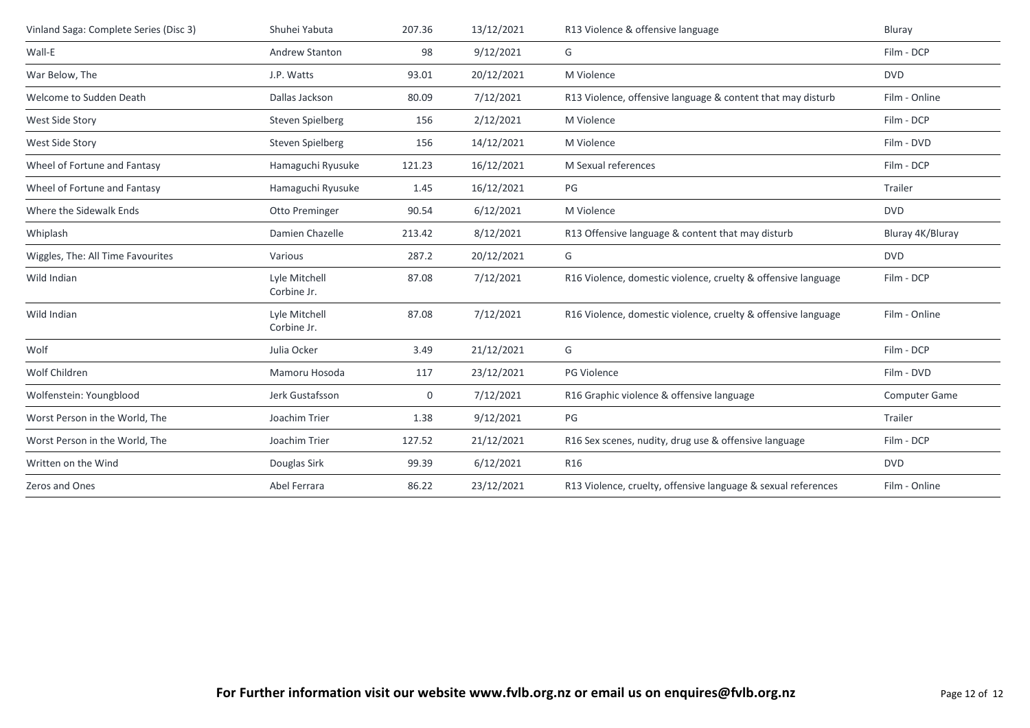| | | | | | |
|---|---|---|---|---|---|
| Vinland Saga: Complete Series (Disc 3) | Shuhei Yabuta | 207.36 | 13/12/2021 | R13 Violence & offensive language | Bluray |
| Wall-E | Andrew Stanton | 98 | 9/12/2021 | G | Film - DCP |
| War Below, The | J.P. Watts | 93.01 | 20/12/2021 | M Violence | DVD |
| Welcome to Sudden Death | Dallas Jackson | 80.09 | 7/12/2021 | R13 Violence, offensive language & content that may disturb | Film - Online |
| West Side Story | Steven Spielberg | 156 | 2/12/2021 | M Violence | Film - DCP |
| West Side Story | Steven Spielberg | 156 | 14/12/2021 | M Violence | Film - DVD |
| Wheel of Fortune and Fantasy | Hamaguchi Ryusuke | 121.23 | 16/12/2021 | M Sexual references | Film - DCP |
| Wheel of Fortune and Fantasy | Hamaguchi Ryusuke | 1.45 | 16/12/2021 | PG | Trailer |
| Where the Sidewalk Ends | Otto Preminger | 90.54 | 6/12/2021 | M Violence | DVD |
| Whiplash | Damien Chazelle | 213.42 | 8/12/2021 | R13 Offensive language & content that may disturb | Bluray 4K/Bluray |
| Wiggles, The: All Time Favourites | Various | 287.2 | 20/12/2021 | G | DVD |
| Wild Indian | Lyle Mitchell Corbine Jr. | 87.08 | 7/12/2021 | R16 Violence, domestic violence, cruelty & offensive language | Film - DCP |
| Wild Indian | Lyle Mitchell Corbine Jr. | 87.08 | 7/12/2021 | R16 Violence, domestic violence, cruelty & offensive language | Film - Online |
| Wolf | Julia Ocker | 3.49 | 21/12/2021 | G | Film - DCP |
| Wolf Children | Mamoru Hosoda | 117 | 23/12/2021 | PG Violence | Film - DVD |
| Wolfenstein: Youngblood | Jerk Gustafsson | 0 | 7/12/2021 | R16 Graphic violence & offensive language | Computer Game |
| Worst Person in the World, The | Joachim Trier | 1.38 | 9/12/2021 | PG | Trailer |
| Worst Person in the World, The | Joachim Trier | 127.52 | 21/12/2021 | R16 Sex scenes, nudity, drug use & offensive language | Film - DCP |
| Written on the Wind | Douglas Sirk | 99.39 | 6/12/2021 | R16 | DVD |
| Zeros and Ones | Abel Ferrara | 86.22 | 23/12/2021 | R13 Violence, cruelty, offensive language & sexual references | Film - Online |

**For Further information visit our website www.fvlb.org.nz or email us on enquires@fvlb.org.nz**